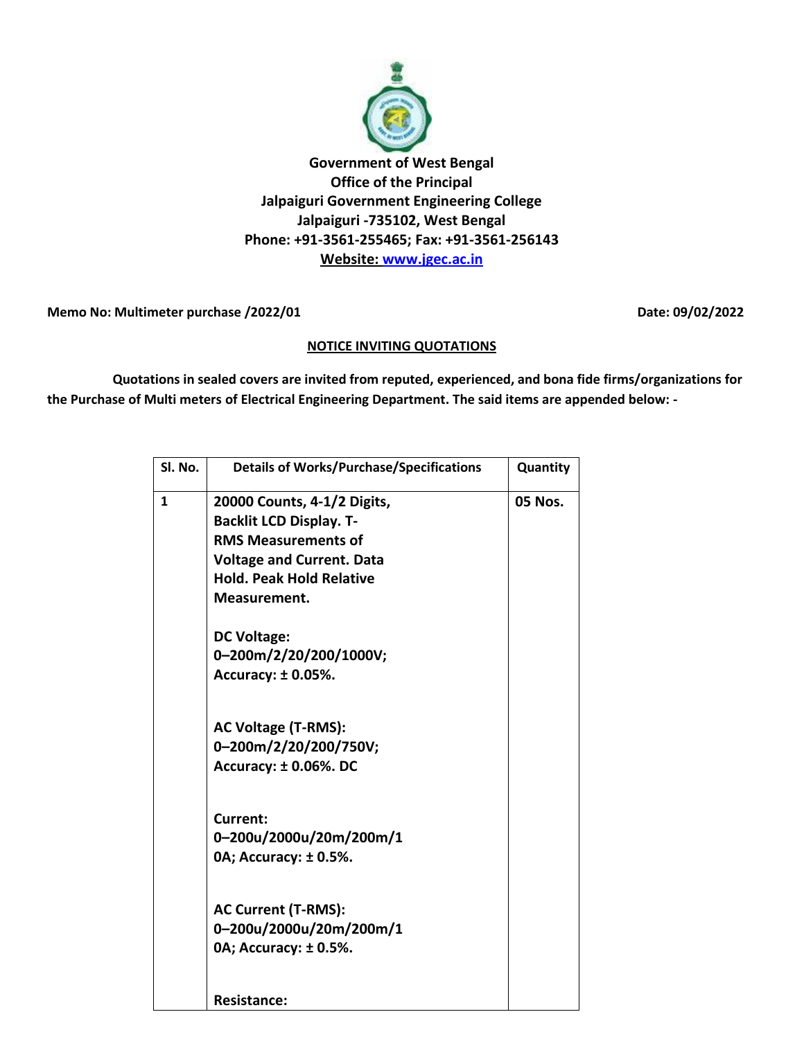**Government of West Bengal**
**Office of the Principal**
**Jalpaiguri Government Engineering College**
**Jalpaiguri -735102, West Bengal**
**Phone: +91-3561-255465; Fax: +91-3561-256143**
**Website: www.jgec.ac.in**

**Memo No: Multimeter purchase /2022/01** **Date: 09/02/2022**

## NOTICE INVITING QUOTATIONS

**Quotations in sealed covers are invited from reputed, experienced, and bona fide firms/organizations for the Purchase of Multi meters of Electrical Engineering Department. The said items are appended below: -**

| Sl. No. | Details of Works/Purchase/Specifications | Quantity |
|---|---|---|
| 1 | 20000 Counts, 4-1/2 Digits, Backlit LCD Display. T-RMS Measurements of Voltage and Current. Data Hold. Peak Hold Relative Measurement.<br><br>DC Voltage: 0–200m/2/20/200/1000V; Accuracy: ± 0.05%.<br><br>AC Voltage (T-RMS): 0–200m/2/20/200/750V; Accuracy: ± 0.06%. DC<br><br>Current: 0–200u/2000u/20m/200m/10A; Accuracy: ± 0.5%.<br><br>AC Current (T-RMS): 0–200u/2000u/20m/200m/10A; Accuracy: ± 0.5%.<br><br>Resistance: | 05 Nos. |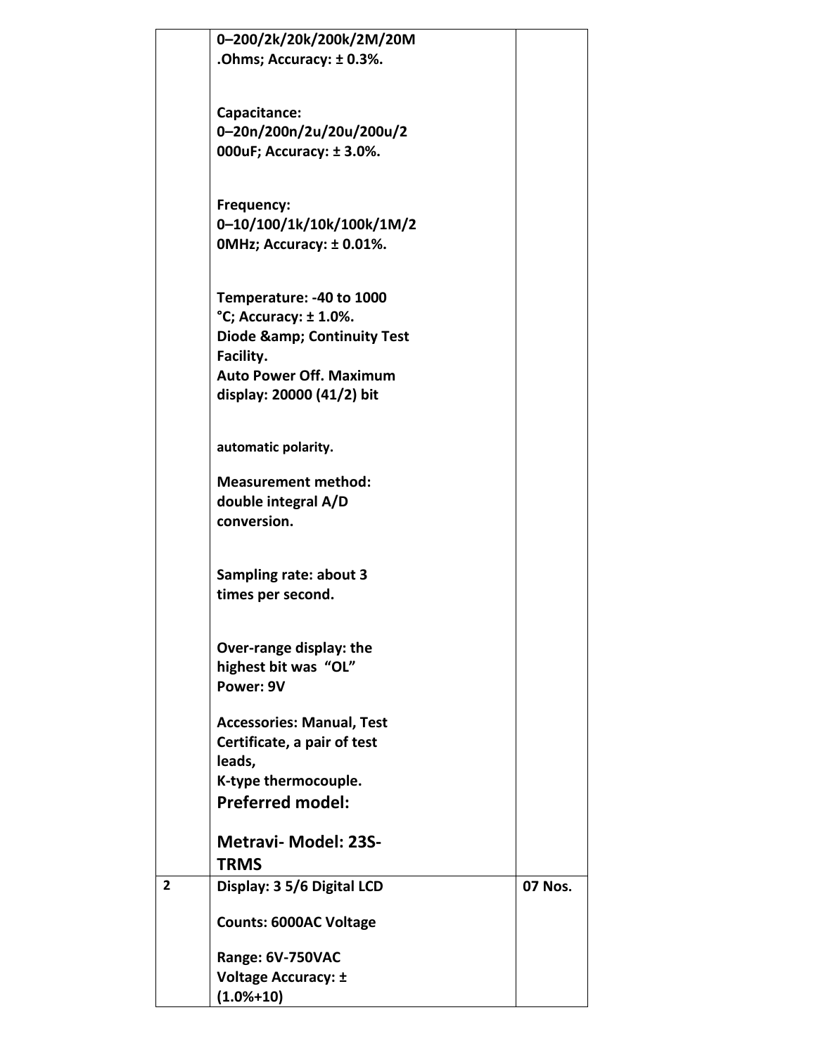| | | |
|---|---|---|
| | 0–200/2k/20k/200k/2M/20M .Ohms; Accuracy: ± 0.3%.<br><br>Capacitance: 0–20n/200n/2u/20u/200u/2 000uF; Accuracy: ± 3.0%.<br><br>Frequency: 0–10/100/1k/10k/100k/1M/2 0MHz; Accuracy: ± 0.01%.<br><br>Temperature: -40 to 1000 °C; Accuracy: ± 1.0%.<br>Diode &amp; Continuity Test Facility.<br>Auto Power Off. Maximum display: 20000 (41/2) bit<br><br>automatic polarity.<br><br>Measurement method: double integral A/D conversion.<br><br>Sampling rate: about 3 times per second.<br><br>Over-range display: the highest bit was "OL"<br>Power: 9V<br><br>Accessories: Manual, Test Certificate, a pair of test leads,<br>K-type thermocouple.<br>**Preferred model:**<br><br>**Metravi- Model: 23S-TRMS** | |
| **2** | Display: 3 5/6 Digital LCD<br><br>Counts: 6000AC Voltage<br><br>Range: 6V-750VAC<br>Voltage Accuracy: ± (1.0%+10) | 07 Nos. |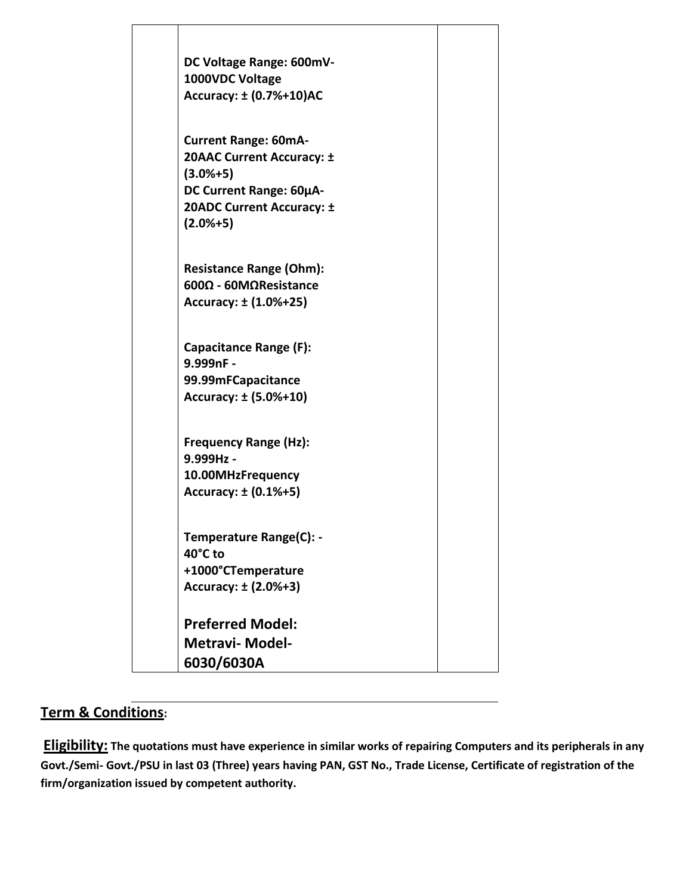|  | **DC Voltage Range: 600mV-1000VDC Voltage Accuracy: ± (0.7%+10)AC**<br><br>**Current Range: 60mA-20AAC Current Accuracy: ± (3.0%+5)**<br>**DC Current Range: 60µA-20ADC Current Accuracy: ± (2.0%+5)**<br><br>**Resistance Range (Ohm): 600Ω - 60MΩResistance Accuracy: ± (1.0%+25)**<br><br>**Capacitance Range (F): 9.999nF - 99.99mFCapacitance Accuracy: ± (5.0%+10)**<br><br>**Frequency Range (Hz): 9.999Hz - 10.00MHzFrequency Accuracy: ± (0.1%+5)**<br><br>**Temperature Range(C): -40°C to +1000°CTemperature Accuracy: ± (2.0%+3)**<br><br>**Preferred Model: Metravi- Model-6030/6030A** |  |
|---|---|---|

## Term & Conditions:

**Eligibility:** **The quotations must have experience in similar works of repairing Computers and its peripherals in any Govt./Semi- Govt./PSU in last 03 (Three) years having PAN, GST No., Trade License, Certificate of registration of the firm/organization issued by competent authority.**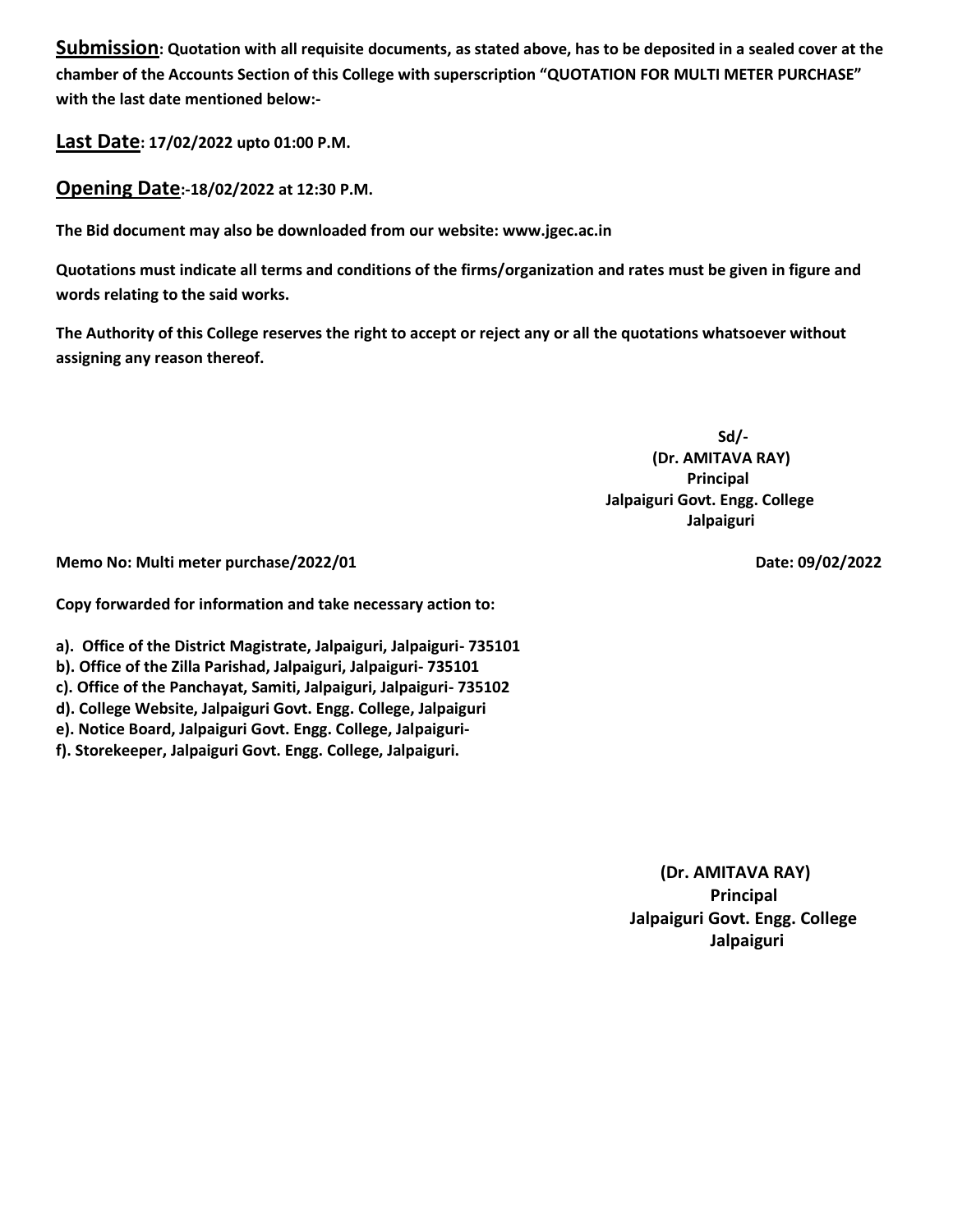**<u>Submission</u>: Quotation with all requisite documents, as stated above, has to be deposited in a sealed cover at the chamber of the Accounts Section of this College with superscription "QUOTATION FOR MULTI METER PURCHASE" with the last date mentioned below:-**

**<u>Last Date</u>: 17/02/2022 upto 01:00 P.M.**

**<u>Opening Date</u>:-18/02/2022 at 12:30 P.M.**

**The Bid document may also be downloaded from our website: www.jgec.ac.in**

**Quotations must indicate all terms and conditions of the firms/organization and rates must be given in figure and words relating to the said works.**

**The Authority of this College reserves the right to accept or reject any or all the quotations whatsoever without assigning any reason thereof.**

**Sd/-**
**(Dr. AMITAVA RAY)**
**Principal**
**Jalpaiguri Govt. Engg. College**
**Jalpaiguri**

**Memo No: Multi meter purchase/2022/01** **Date: 09/02/2022**

**Copy forwarded for information and take necessary action to:**

**a). Office of the District Magistrate, Jalpaiguri, Jalpaiguri- 735101**
**b). Office of the Zilla Parishad, Jalpaiguri, Jalpaiguri- 735101**
**c). Office of the Panchayat, Samiti, Jalpaiguri, Jalpaiguri- 735102**
**d). College Website, Jalpaiguri Govt. Engg. College, Jalpaiguri**
**e). Notice Board, Jalpaiguri Govt. Engg. College, Jalpaiguri-**
**f). Storekeeper, Jalpaiguri Govt. Engg. College, Jalpaiguri.**

**(Dr. AMITAVA RAY)**
**Principal**
**Jalpaiguri Govt. Engg. College**
**Jalpaiguri**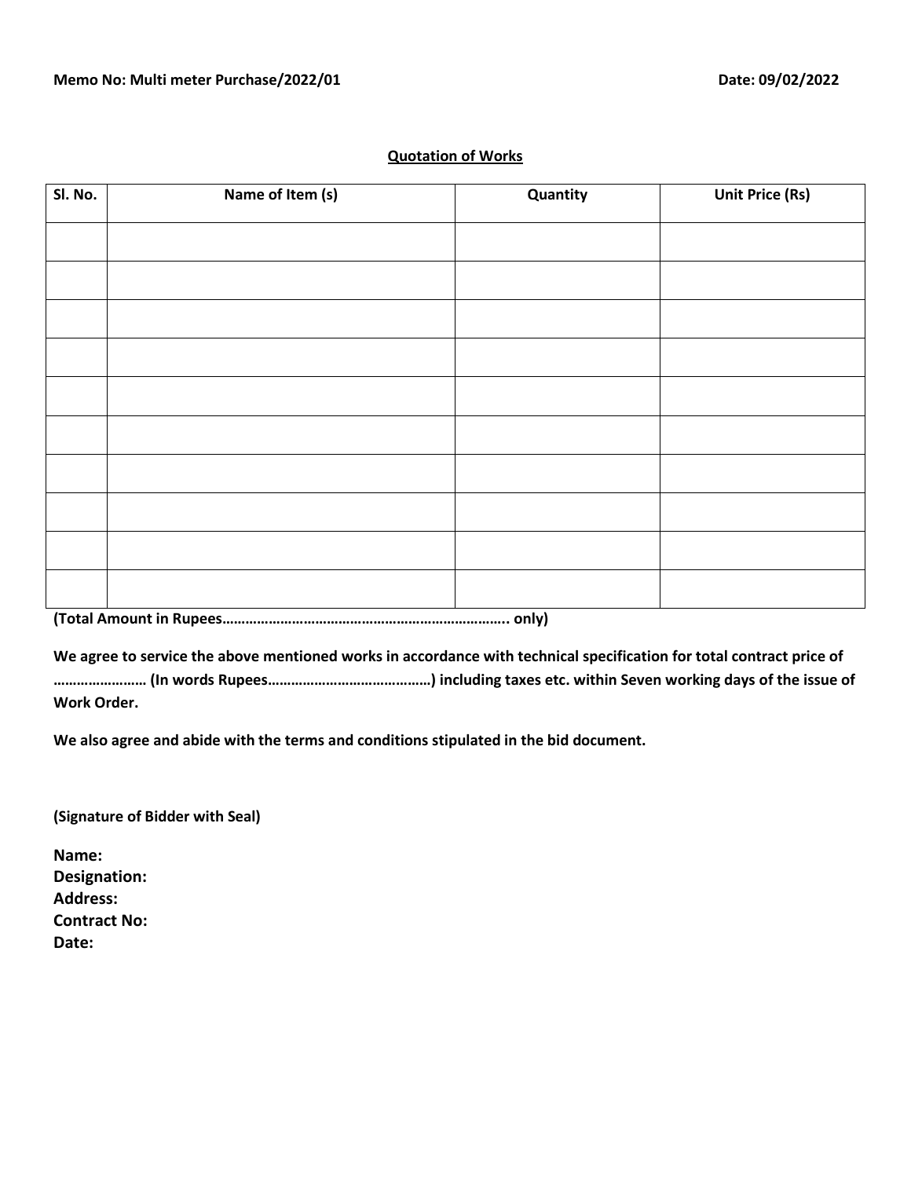**Memo No: Multi meter Purchase/2022/01** **Date: 09/02/2022**

**Quotation of Works**

| Sl. No. | Name of Item (s) | Quantity | Unit Price (Rs) |
|---|---|---|---|
| | | | |
| | | | |
| | | | |
| | | | |
| | | | |
| | | | |
| | | | |
| | | | |
| | | | |
| | | | |

**(Total Amount in Rupees……………………………………………………………….. only)**

**We agree to service the above mentioned works in accordance with technical specification for total contract price of …………………… (In words Rupees……………………………………) including taxes etc. within Seven working days of the issue of Work Order.**

**We also agree and abide with the terms and conditions stipulated in the bid document.**

**(Signature of Bidder with Seal)**

**Name:**
**Designation:**
**Address:**
**Contract No:**
**Date:**